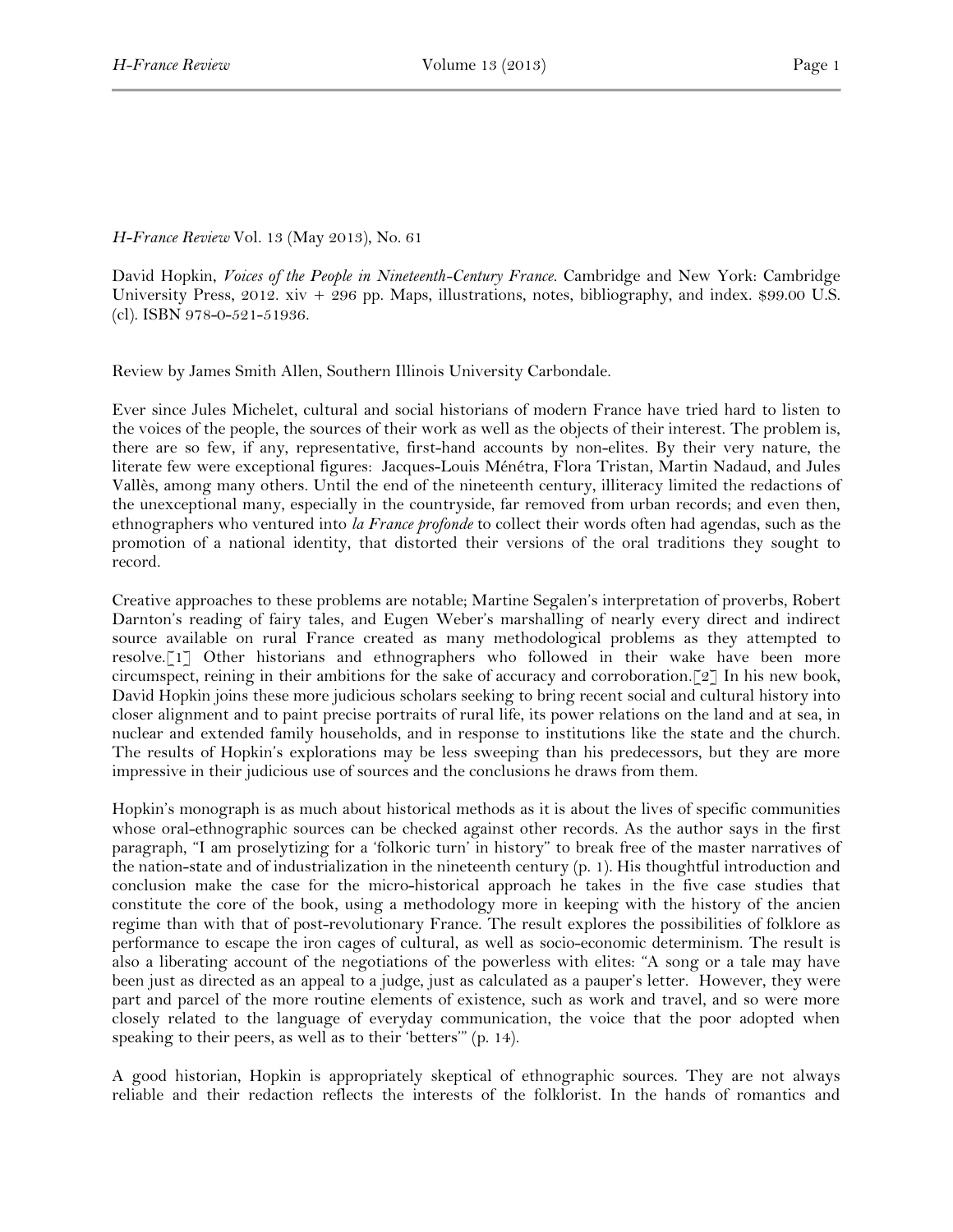*H-France Review* Vol. 13 (May 2013), No. 61

David Hopkin, *Voices of the People in Nineteenth-Century France*. Cambridge and New York: Cambridge University Press, 2012. xiv + 296 pp. Maps, illustrations, notes, bibliography, and index. $99.00 U.S. (cl). ISBN 978-0-521-51936.

Review by James Smith Allen, Southern Illinois University Carbondale.

Ever since Jules Michelet, cultural and social historians of modern France have tried hard to listen to the voices of the people, the sources of their work as well as the objects of their interest. The problem is, there are so few, if any, representative, first-hand accounts by non-elites. By their very nature, the literate few were exceptional figures: Jacques-Louis Ménétra, Flora Tristan, Martin Nadaud, and Jules Vallès, among many others. Until the end of the nineteenth century, illiteracy limited the redactions of the unexceptional many, especially in the countryside, far removed from urban records; and even then, ethnographers who ventured into *la France profonde* to collect their words often had agendas, such as the promotion of a national identity, that distorted their versions of the oral traditions they sought to record.

Creative approaches to these problems are notable; Martine Segalen's interpretation of proverbs, Robert Darnton's reading of fairy tales, and Eugen Weber's marshalling of nearly every direct and indirect source available on rural France created as many methodological problems as they attempted to resolve.[1] Other historians and ethnographers who followed in their wake have been more circumspect, reining in their ambitions for the sake of accuracy and corroboration.[2] In his new book, David Hopkin joins these more judicious scholars seeking to bring recent social and cultural history into closer alignment and to paint precise portraits of rural life, its power relations on the land and at sea, in nuclear and extended family households, and in response to institutions like the state and the church. The results of Hopkin's explorations may be less sweeping than his predecessors, but they are more impressive in their judicious use of sources and the conclusions he draws from them.

Hopkin's monograph is as much about historical methods as it is about the lives of specific communities whose oral-ethnographic sources can be checked against other records. As the author says in the first paragraph, "I am proselytizing for a 'folkoric turn' in history" to break free of the master narratives of the nation-state and of industrialization in the nineteenth century (p. 1). His thoughtful introduction and conclusion make the case for the micro-historical approach he takes in the five case studies that constitute the core of the book, using a methodology more in keeping with the history of the ancien regime than with that of post-revolutionary France. The result explores the possibilities of folklore as performance to escape the iron cages of cultural, as well as socio-economic determinism. The result is also a liberating account of the negotiations of the powerless with elites: "A song or a tale may have been just as directed as an appeal to a judge, just as calculated as a pauper's letter. However, they were part and parcel of the more routine elements of existence, such as work and travel, and so were more closely related to the language of everyday communication, the voice that the poor adopted when speaking to their peers, as well as to their 'betters'" (p. 14).

A good historian, Hopkin is appropriately skeptical of ethnographic sources. They are not always reliable and their redaction reflects the interests of the folklorist. In the hands of romantics and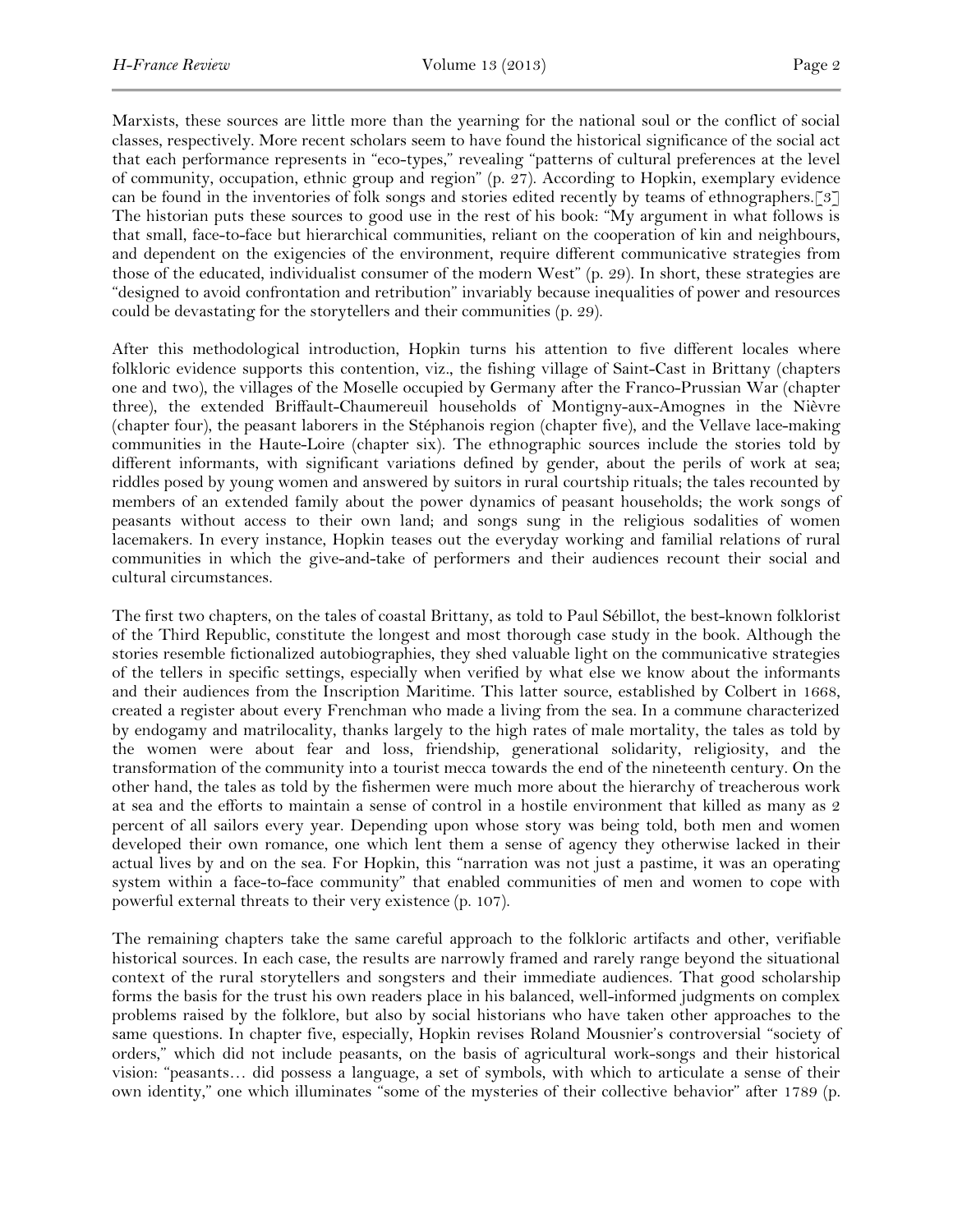Marxists, these sources are little more than the yearning for the national soul or the conflict of social classes, respectively. More recent scholars seem to have found the historical significance of the social act that each performance represents in "eco-types," revealing "patterns of cultural preferences at the level of community, occupation, ethnic group and region" (p. 27). According to Hopkin, exemplary evidence can be found in the inventories of folk songs and stories edited recently by teams of ethnographers.[3] The historian puts these sources to good use in the rest of his book: "My argument in what follows is that small, face-to-face but hierarchical communities, reliant on the cooperation of kin and neighbours, and dependent on the exigencies of the environment, require different communicative strategies from those of the educated, individualist consumer of the modern West" (p. 29). In short, these strategies are "designed to avoid confrontation and retribution" invariably because inequalities of power and resources could be devastating for the storytellers and their communities (p. 29).

After this methodological introduction, Hopkin turns his attention to five different locales where folkloric evidence supports this contention, viz., the fishing village of Saint-Cast in Brittany (chapters one and two), the villages of the Moselle occupied by Germany after the Franco-Prussian War (chapter three), the extended Briffault-Chaumereuil households of Montigny-aux-Amognes in the Nièvre (chapter four), the peasant laborers in the Stéphanois region (chapter five), and the Vellave lace-making communities in the Haute-Loire (chapter six). The ethnographic sources include the stories told by different informants, with significant variations defined by gender, about the perils of work at sea; riddles posed by young women and answered by suitors in rural courtship rituals; the tales recounted by members of an extended family about the power dynamics of peasant households; the work songs of peasants without access to their own land; and songs sung in the religious sodalities of women lacemakers. In every instance, Hopkin teases out the everyday working and familial relations of rural communities in which the give-and-take of performers and their audiences recount their social and cultural circumstances.

The first two chapters, on the tales of coastal Brittany, as told to Paul Sébillot, the best-known folklorist of the Third Republic, constitute the longest and most thorough case study in the book. Although the stories resemble fictionalized autobiographies, they shed valuable light on the communicative strategies of the tellers in specific settings, especially when verified by what else we know about the informants and their audiences from the Inscription Maritime. This latter source, established by Colbert in 1668, created a register about every Frenchman who made a living from the sea. In a commune characterized by endogamy and matrilocality, thanks largely to the high rates of male mortality, the tales as told by the women were about fear and loss, friendship, generational solidarity, religiosity, and the transformation of the community into a tourist mecca towards the end of the nineteenth century. On the other hand, the tales as told by the fishermen were much more about the hierarchy of treacherous work at sea and the efforts to maintain a sense of control in a hostile environment that killed as many as 2 percent of all sailors every year. Depending upon whose story was being told, both men and women developed their own romance, one which lent them a sense of agency they otherwise lacked in their actual lives by and on the sea. For Hopkin, this "narration was not just a pastime, it was an operating system within a face-to-face community" that enabled communities of men and women to cope with powerful external threats to their very existence (p. 107).

The remaining chapters take the same careful approach to the folkloric artifacts and other, verifiable historical sources. In each case, the results are narrowly framed and rarely range beyond the situational context of the rural storytellers and songsters and their immediate audiences. That good scholarship forms the basis for the trust his own readers place in his balanced, well-informed judgments on complex problems raised by the folklore, but also by social historians who have taken other approaches to the same questions. In chapter five, especially, Hopkin revises Roland Mousnier's controversial "society of orders," which did not include peasants, on the basis of agricultural work-songs and their historical vision: "peasants… did possess a language, a set of symbols, with which to articulate a sense of their own identity," one which illuminates "some of the mysteries of their collective behavior" after 1789 (p.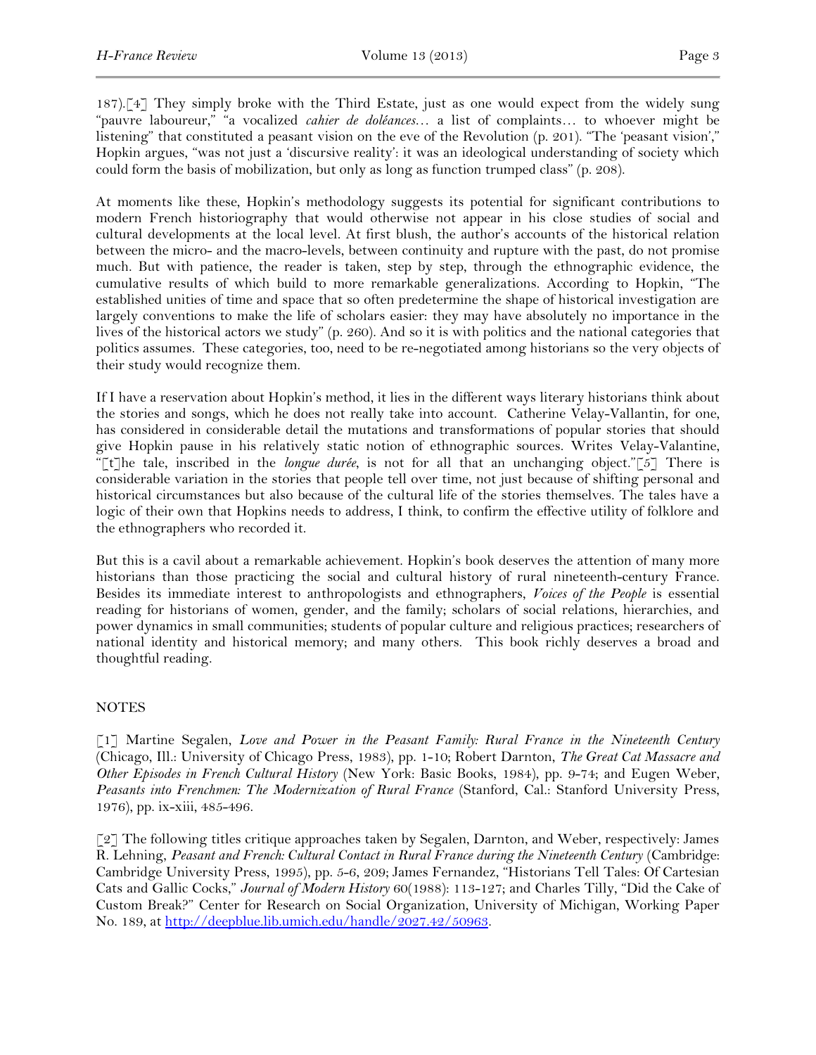187).[4] They simply broke with the Third Estate, just as one would expect from the widely sung "pauvre laboureur," "a vocalized *cahier de doléances*… a list of complaints… to whoever might be listening" that constituted a peasant vision on the eve of the Revolution (p. 201). "The 'peasant vision'," Hopkin argues, "was not just a 'discursive reality': it was an ideological understanding of society which could form the basis of mobilization, but only as long as function trumped class" (p. 208).

At moments like these, Hopkin's methodology suggests its potential for significant contributions to modern French historiography that would otherwise not appear in his close studies of social and cultural developments at the local level. At first blush, the author's accounts of the historical relation between the micro- and the macro-levels, between continuity and rupture with the past, do not promise much. But with patience, the reader is taken, step by step, through the ethnographic evidence, the cumulative results of which build to more remarkable generalizations. According to Hopkin, "The established unities of time and space that so often predetermine the shape of historical investigation are largely conventions to make the life of scholars easier: they may have absolutely no importance in the lives of the historical actors we study" (p. 260). And so it is with politics and the national categories that politics assumes. These categories, too, need to be re-negotiated among historians so the very objects of their study would recognize them.

If I have a reservation about Hopkin's method, it lies in the different ways literary historians think about the stories and songs, which he does not really take into account. Catherine Velay-Vallantin, for one, has considered in considerable detail the mutations and transformations of popular stories that should give Hopkin pause in his relatively static notion of ethnographic sources. Writes Velay-Valantine, "[t]he tale, inscribed in the *longue durée*, is not for all that an unchanging object."[5] There is considerable variation in the stories that people tell over time, not just because of shifting personal and historical circumstances but also because of the cultural life of the stories themselves. The tales have a logic of their own that Hopkins needs to address, I think, to confirm the effective utility of folklore and the ethnographers who recorded it.

But this is a cavil about a remarkable achievement. Hopkin's book deserves the attention of many more historians than those practicing the social and cultural history of rural nineteenth-century France. Besides its immediate interest to anthropologists and ethnographers, *Voices of the People* is essential reading for historians of women, gender, and the family; scholars of social relations, hierarchies, and power dynamics in small communities; students of popular culture and religious practices; researchers of national identity and historical memory; and many others. This book richly deserves a broad and thoughtful reading.

NOTES

[1] Martine Segalen, *Love and Power in the Peasant Family: Rural France in the Nineteenth Century* (Chicago, Ill.: University of Chicago Press, 1983), pp. 1-10; Robert Darnton, *The Great Cat Massacre and Other Episodes in French Cultural History* (New York: Basic Books, 1984), pp. 9-74; and Eugen Weber, *Peasants into Frenchmen: The Modernization of Rural France* (Stanford, Cal.: Stanford University Press, 1976), pp. ix-xiii, 485-496.

[2] The following titles critique approaches taken by Segalen, Darnton, and Weber, respectively: James R. Lehning, *Peasant and French: Cultural Contact in Rural France during the Nineteenth Century* (Cambridge: Cambridge University Press, 1995), pp. 5-6, 209; James Fernandez, "Historians Tell Tales: Of Cartesian Cats and Gallic Cocks," *Journal of Modern History* 60(1988): 113-127; and Charles Tilly, "Did the Cake of Custom Break?" Center for Research on Social Organization, University of Michigan, Working Paper No. 189, at http://deepblue.lib.umich.edu/handle/2027.42/50963.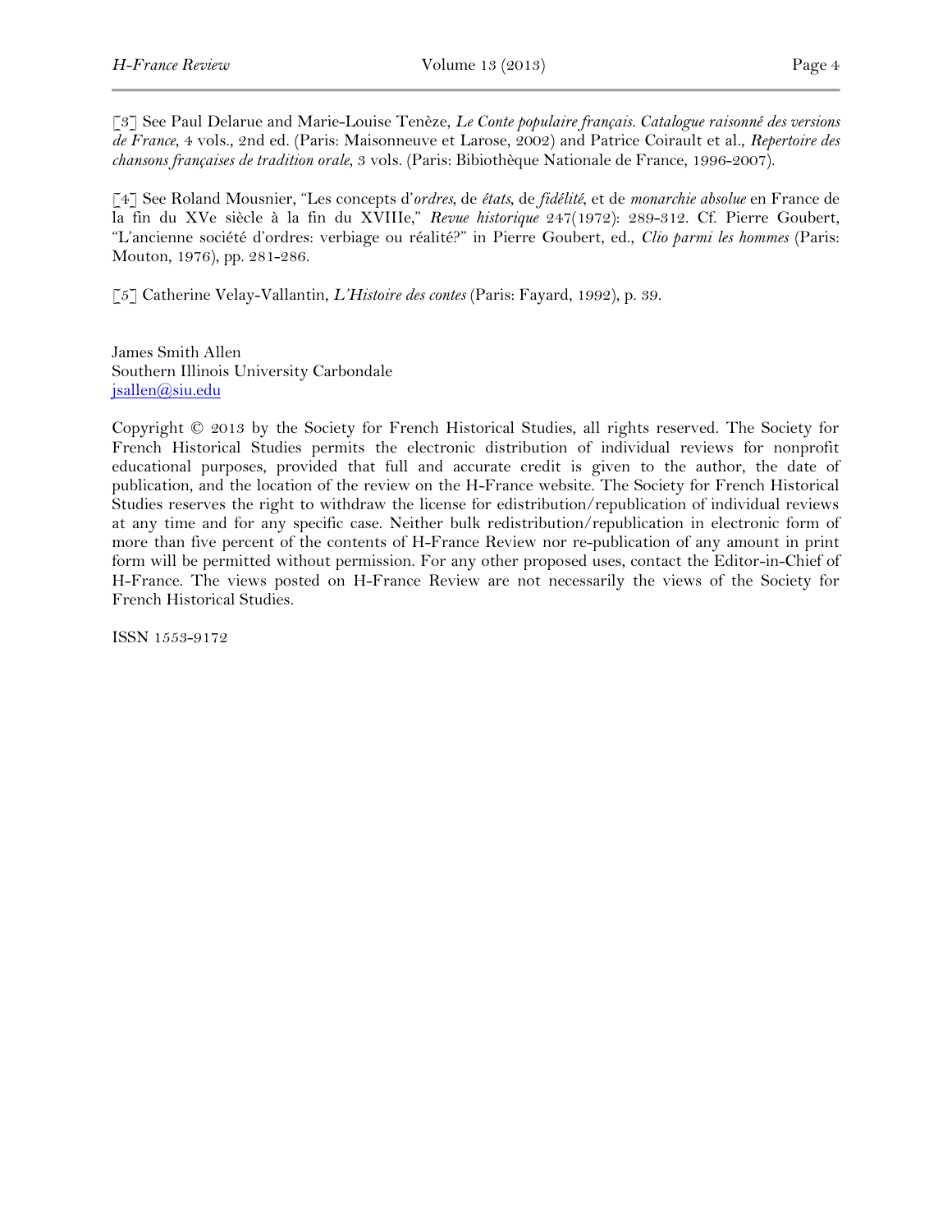[3] See Paul Delarue and Marie-Louise Tenèze, *Le Conte populaire français. Catalogue raisonné des versions de France*, 4 vols., 2nd ed. (Paris: Maisonneuve et Larose, 2002) and Patrice Coirault et al., *Repertoire des chansons françaises de tradition orale*, 3 vols. (Paris: Bibiothèque Nationale de France, 1996-2007).

[4] See Roland Mousnier, "Les concepts d'*ordres*, de *états*, de *fidélité*, et de *monarchie absolue* en France de la fin du XVe siècle à la fin du XVIIIe," *Revue historique* 247(1972): 289-312. Cf. Pierre Goubert, "L'ancienne société d'ordres: verbiage ou réalité?" in Pierre Goubert, ed., *Clio parmi les hommes* (Paris: Mouton, 1976), pp. 281-286.

[5] Catherine Velay-Vallantin, *L'Histoire des contes* (Paris: Fayard, 1992), p. 39.

James Smith Allen  
Southern Illinois University Carbondale  
jsallen@siu.edu

Copyright © 2013 by the Society for French Historical Studies, all rights reserved. The Society for French Historical Studies permits the electronic distribution of individual reviews for nonprofit educational purposes, provided that full and accurate credit is given to the author, the date of publication, and the location of the review on the H-France website. The Society for French Historical Studies reserves the right to withdraw the license for edistribution/republication of individual reviews at any time and for any specific case. Neither bulk redistribution/republication in electronic form of more than five percent of the contents of H-France Review nor re-publication of any amount in print form will be permitted without permission. For any other proposed uses, contact the Editor-in-Chief of H-France. The views posted on H-France Review are not necessarily the views of the Society for French Historical Studies.

ISSN 1553-9172